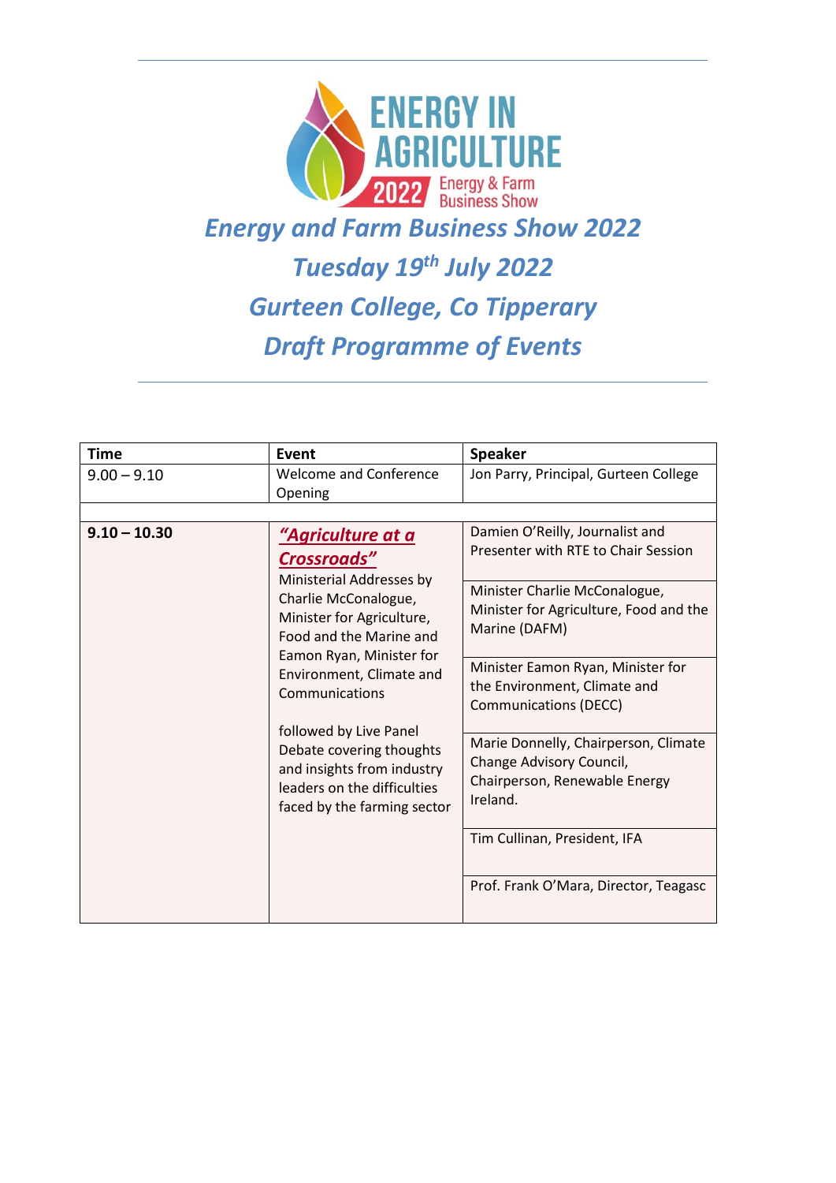# Energy and Farm Business Show 2022

## Tuesday 19th July 2022

## Gurteen College, Co Tipperary

## Draft Programme of Events

| Time | Event | Speaker |
|---|---|---|
| 9.00 – 9.10 | Welcome and Conference Opening | Jon Parry, Principal, Gurteen College |
| | | |
| **9.10 – 10.30** | ***"Agriculture at a Crossroads"*** Ministerial Addresses by Charlie McConalogue, Minister for Agriculture, Food and the Marine and Eamon Ryan, Minister for Environment, Climate and Communications<br><br>followed by Live Panel Debate covering thoughts and insights from industry leaders on the difficulties faced by the farming sector | Damien O'Reilly, Journalist and Presenter with RTE to Chair Session |
| | | Minister Charlie McConalogue, Minister for Agriculture, Food and the Marine (DAFM) |
| | | Minister Eamon Ryan, Minister for the Environment, Climate and Communications (DECC) |
| | | Marie Donnelly, Chairperson, Climate Change Advisory Council, Chairperson, Renewable Energy Ireland. |
| | | Tim Cullinan, President, IFA |
| | | Prof. Frank O'Mara, Director, Teagasc |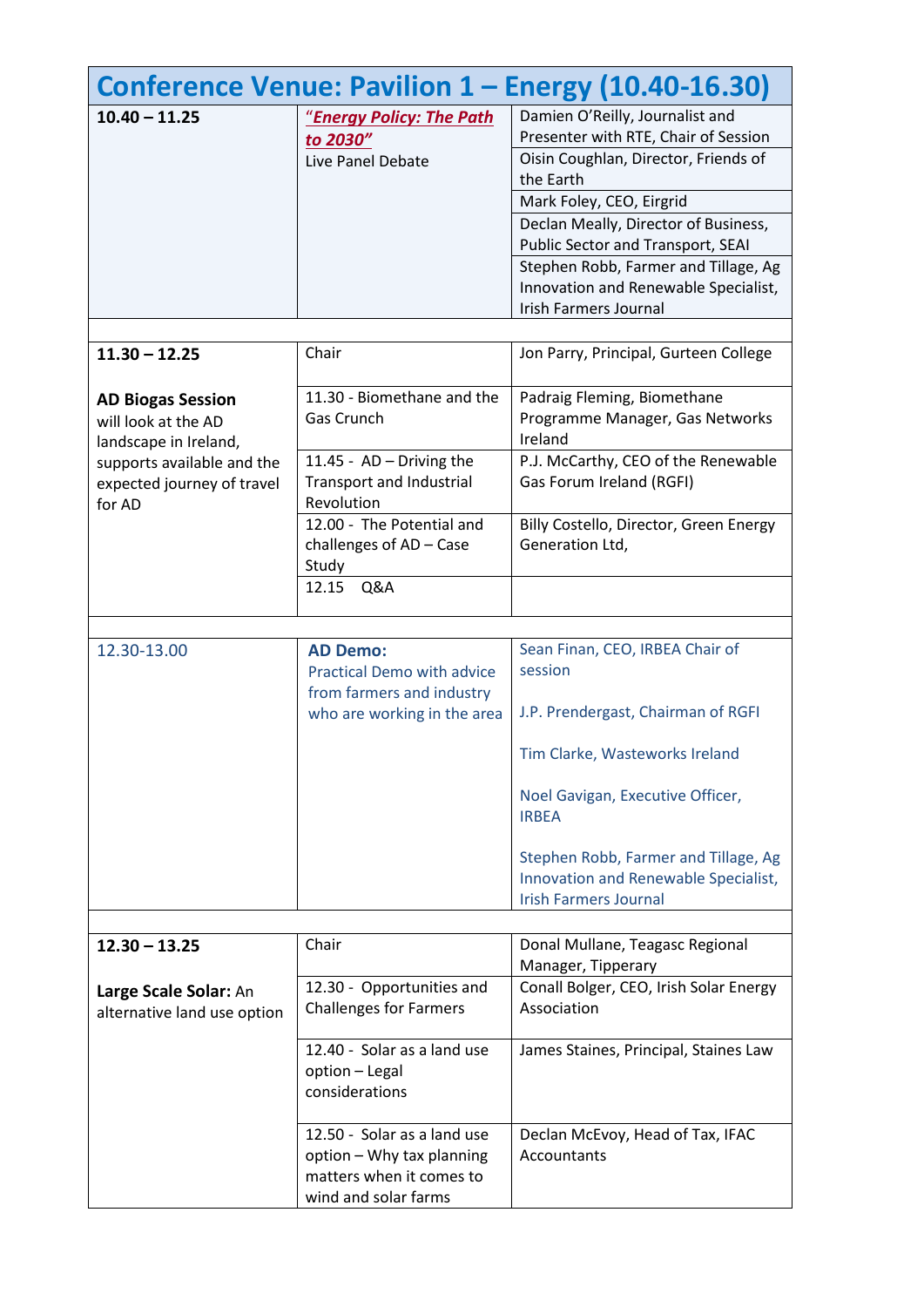## Conference Venue: Pavilion 1 – Energy (10.40-16.30)

| Time | Session | Speaker |
|---|---|---|
| **10.40 – 11.25** | ***"Energy Policy: The Path to 2030"*** Live Panel Debate | Damien O'Reilly, Journalist and Presenter with RTE, Chair of Session |
| | | Oisin Coughlan, Director, Friends of the Earth |
| | | Mark Foley, CEO, Eirgrid |
| | | Declan Meally, Director of Business, Public Sector and Transport, SEAI |
| | | Stephen Robb, Farmer and Tillage, Ag Innovation and Renewable Specialist, Irish Farmers Journal |
| | | |
| **11.30 – 12.25** | Chair | Jon Parry, Principal, Gurteen College |
| **AD Biogas Session** will look at the AD landscape in Ireland, supports available and the expected journey of travel for AD | 11.30 - Biomethane and the Gas Crunch | Padraig Fleming, Biomethane Programme Manager, Gas Networks Ireland |
| | 11.45 - AD – Driving the Transport and Industrial Revolution | P.J. McCarthy, CEO of the Renewable Gas Forum Ireland (RGFI) |
| | 12.00 - The Potential and challenges of AD – Case Study | Billy Costello, Director, Green Energy Generation Ltd, |
| | 12.15 Q&A | |
| | | |
| 12.30-13.00 | **AD Demo:** Practical Demo with advice from farmers and industry who are working in the area | Sean Finan, CEO, IRBEA Chair of session |
| | | J.P. Prendergast, Chairman of RGFI |
| | | Tim Clarke, Wasteworks Ireland |
| | | Noel Gavigan, Executive Officer, IRBEA |
| | | Stephen Robb, Farmer and Tillage, Ag Innovation and Renewable Specialist, Irish Farmers Journal |
| | | |
| **12.30 – 13.25** | Chair | Donal Mullane, Teagasc Regional Manager, Tipperary |
| **Large Scale Solar:** An alternative land use option | 12.30 - Opportunities and Challenges for Farmers | Conall Bolger, CEO, Irish Solar Energy Association |
| | 12.40 - Solar as a land use option – Legal considerations | James Staines, Principal, Staines Law |
| | 12.50 - Solar as a land use option – Why tax planning matters when it comes to wind and solar farms | Declan McEvoy, Head of Tax, IFAC Accountants |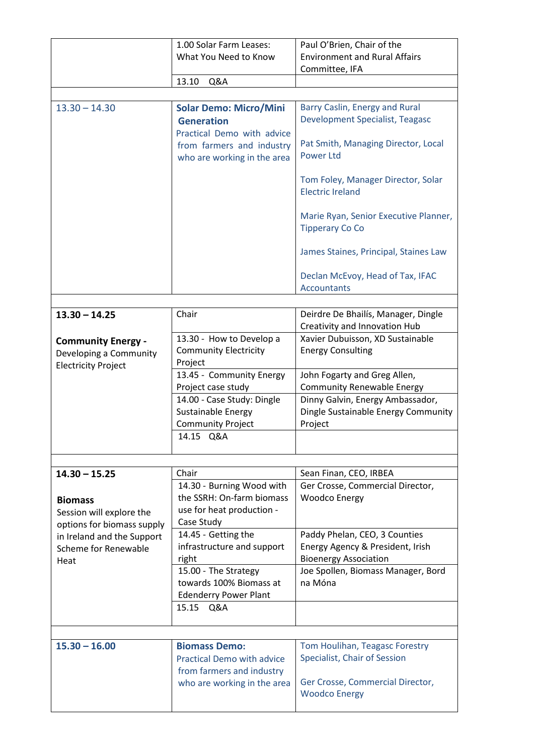| | | |
|---|---|---|
| | 1.00 Solar Farm Leases: What You Need to Know | Paul O'Brien, Chair of the Environment and Rural Affairs Committee, IFA |
| | 13.10 Q&A | |
| | | |
| 13.30 – 14.30 | **Solar Demo: Micro/Mini Generation** Practical Demo with advice from farmers and industry who are working in the area | Barry Caslin, Energy and Rural Development Specialist, Teagasc<br><br>Pat Smith, Managing Director, Local Power Ltd<br><br>Tom Foley, Manager Director, Solar Electric Ireland<br><br>Marie Ryan, Senior Executive Planner, Tipperary Co Co<br><br>James Staines, Principal, Staines Law<br><br>Declan McEvoy, Head of Tax, IFAC Accountants |
| | | |
| **13.30 – 14.25**<br><br>**Community Energy -** Developing a Community Electricity Project | Chair | Deirdre De Bhailís, Manager, Dingle Creativity and Innovation Hub |
| | 13.30 - How to Develop a Community Electricity Project | Xavier Dubuisson, XD Sustainable Energy Consulting |
| | 13.45 - Community Energy Project case study | John Fogarty and Greg Allen, Community Renewable Energy |
| | 14.00 - Case Study: Dingle Sustainable Energy Community Project | Dinny Galvin, Energy Ambassador, Dingle Sustainable Energy Community Project |
| | 14.15 Q&A | |
| | | |
| **14.30 – 15.25**<br><br>**Biomass**<br>Session will explore the options for biomass supply in Ireland and the Support Scheme for Renewable Heat | Chair | Sean Finan, CEO, IRBEA |
| | 14.30 - Burning Wood with the SSRH: On-farm biomass use for heat production - Case Study | Ger Crosse, Commercial Director, Woodco Energy |
| | 14.45 - Getting the infrastructure and support right | Paddy Phelan, CEO, 3 Counties Energy Agency & President, Irish Bioenergy Association |
| | 15.00 - The Strategy towards 100% Biomass at Edenderry Power Plant | Joe Spollen, Biomass Manager, Bord na Móna |
| | 15.15 Q&A | |
| | | |
| **15.30 – 16.00** | **Biomass Demo:** Practical Demo with advice from farmers and industry who are working in the area | Tom Houlihan, Teagasc Forestry Specialist, Chair of Session<br><br>Ger Crosse, Commercial Director, Woodco Energy |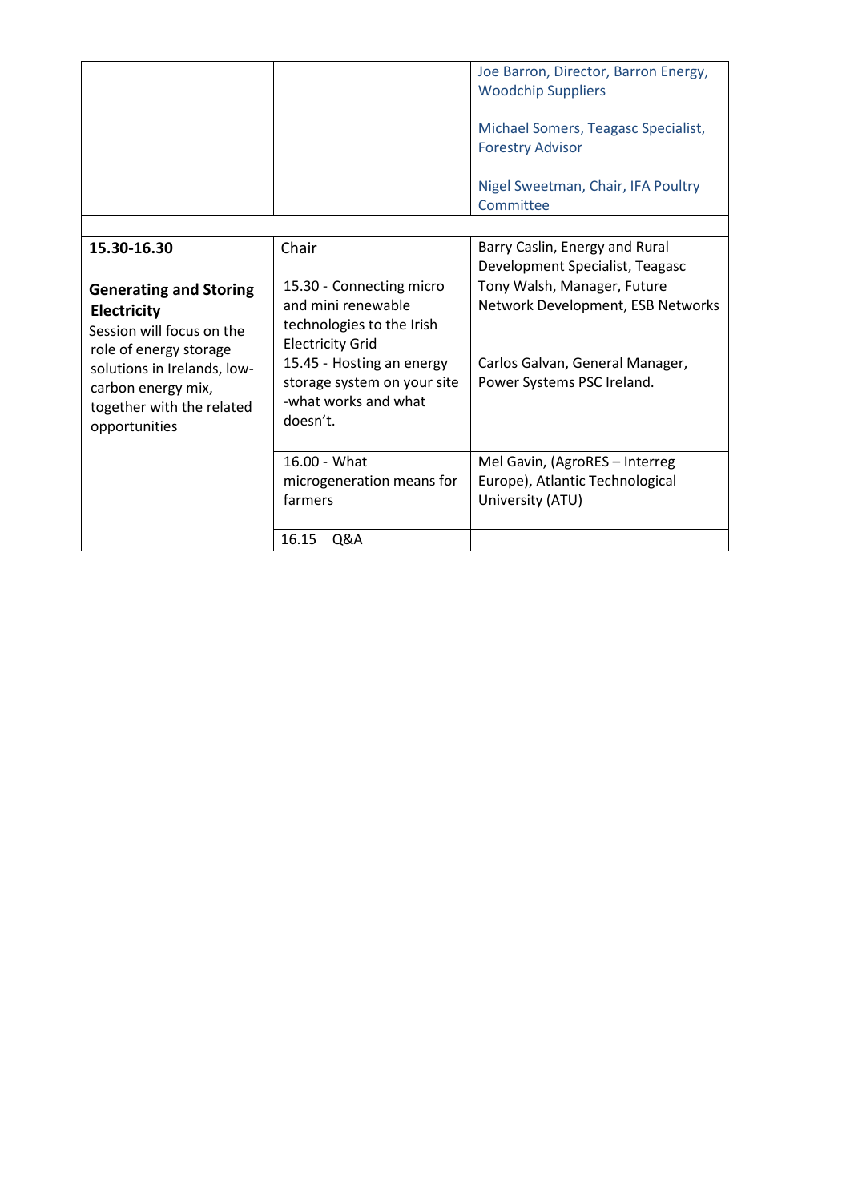| | | |
|---|---|---|
| | | Joe Barron, Director, Barron Energy, Woodchip Suppliers<br><br>Michael Somers, Teagasc Specialist, Forestry Advisor<br><br>Nigel Sweetman, Chair, IFA Poultry Committee |

| | | |
|---|---|---|
| **15.30-16.30**<br><br>**Generating and Storing Electricity**<br>Session will focus on the role of energy storage solutions in Irelands, low-carbon energy mix, together with the related opportunities | Chair | Barry Caslin, Energy and Rural Development Specialist, Teagasc |
| | 15.30 - Connecting micro and mini renewable technologies to the Irish Electricity Grid | Tony Walsh, Manager, Future Network Development, ESB Networks |
| | 15.45 - Hosting an energy storage system on your site -what works and what doesn't. | Carlos Galvan, General Manager, Power Systems PSC Ireland. |
| | 16.00 - What microgeneration means for farmers | Mel Gavin, (AgroRES – Interreg Europe), Atlantic Technological University (ATU) |
| | 16.15 Q&A | |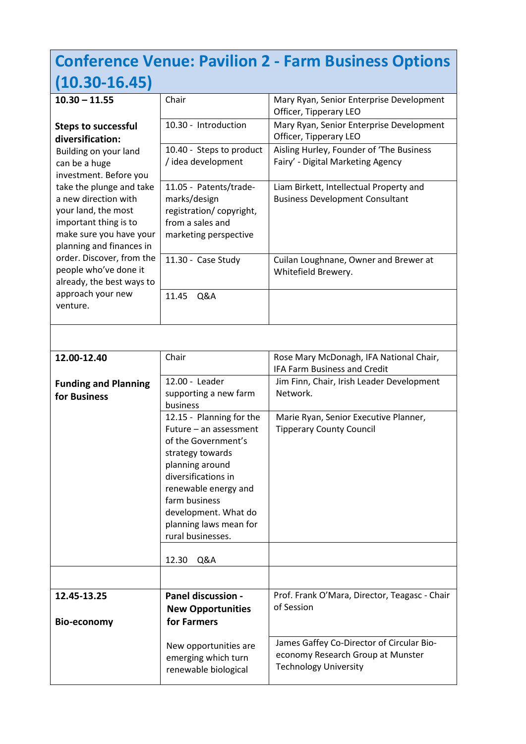# Conference Venue: Pavilion 2 - Farm Business Options (10.30-16.45)

| | | |
|---|---|---|
| **10.30 – 11.55** | Chair | Mary Ryan, Senior Enterprise Development Officer, Tipperary LEO |
| **Steps to successful diversification:** Building on your land can be a huge investment. Before you take the plunge and take a new direction with your land, the most important thing is to make sure you have your planning and finances in order. Discover, from the people who've done it already, the best ways to approach your new venture. | 10.30 - Introduction | Mary Ryan, Senior Enterprise Development Officer, Tipperary LEO |
| | 10.40 - Steps to product / idea development | Aisling Hurley, Founder of 'The Business Fairy' - Digital Marketing Agency |
| | 11.05 - Patents/trade-marks/design registration/ copyright, from a sales and marketing perspective | Liam Birkett, Intellectual Property and Business Development Consultant |
| | 11.30 - Case Study | Cuilan Loughnane, Owner and Brewer at Whitefield Brewery. |
| | 11.45 Q&A | |
| | | |
| **12.00-12.40** | Chair | Rose Mary McDonagh, IFA National Chair, IFA Farm Business and Credit |
| **Funding and Planning for Business** | 12.00 - Leader supporting a new farm business | Jim Finn, Chair, Irish Leader Development Network. |
| | 12.15 - Planning for the Future – an assessment of the Government's strategy towards planning around diversifications in renewable energy and farm business development. What do planning laws mean for rural businesses. | Marie Ryan, Senior Executive Planner, Tipperary County Council |
| | 12.30 Q&A | |
| | | |
| **12.45-13.25** | **Panel discussion - New Opportunities for Farmers** | Prof. Frank O'Mara, Director, Teagasc - Chair of Session |
| **Bio-economy** | New opportunities are emerging which turn renewable biological | James Gaffey Co-Director of Circular Bio-economy Research Group at Munster Technology University |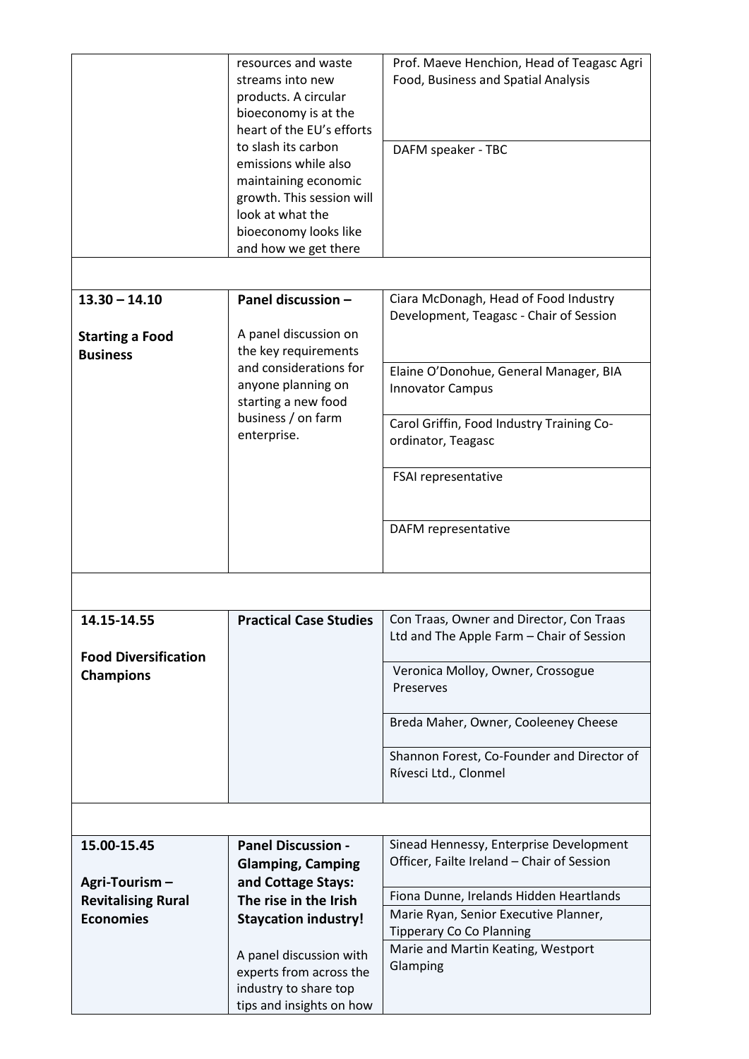| | | |
|---|---|---|
| | resources and waste streams into new products. A circular bioeconomy is at the heart of the EU's efforts to slash its carbon emissions while also maintaining economic growth. This session will look at what the bioeconomy looks like and how we get there | Prof. Maeve Henchion, Head of Teagasc Agri Food, Business and Spatial Analysis |
| | | DAFM speaker - TBC |
| | | |
| **13.30 – 14.10**<br><br>**Starting a Food Business** | **Panel discussion –**<br><br>A panel discussion on the key requirements and considerations for anyone planning on starting a new food business / on farm enterprise. | Ciara McDonagh, Head of Food Industry Development, Teagasc - Chair of Session |
| | | Elaine O'Donohue, General Manager, BIA Innovator Campus |
| | | Carol Griffin, Food Industry Training Co-ordinator, Teagasc |
| | | FSAI representative |
| | | DAFM representative |
| | | |
| **14.15-14.55**<br><br>**Food Diversification Champions** | **Practical Case Studies** | Con Traas, Owner and Director, Con Traas Ltd and The Apple Farm – Chair of Session |
| | | Veronica Molloy, Owner, Crossogue Preserves |
| | | Breda Maher, Owner, Cooleeney Cheese |
| | | Shannon Forest, Co-Founder and Director of Rívesci Ltd., Clonmel |
| | | |
| **15.00-15.45**<br><br>**Agri-Tourism – Revitalising Rural Economies** | **Panel Discussion - Glamping, Camping and Cottage Stays: The rise in the Irish Staycation industry!**<br><br>A panel discussion with experts from across the industry to share top tips and insights on how | Sinead Hennessy, Enterprise Development Officer, Failte Ireland – Chair of Session |
| | | Fiona Dunne, Irelands Hidden Heartlands |
| | | Marie Ryan, Senior Executive Planner, Tipperary Co Co Planning |
| | | Marie and Martin Keating, Westport Glamping |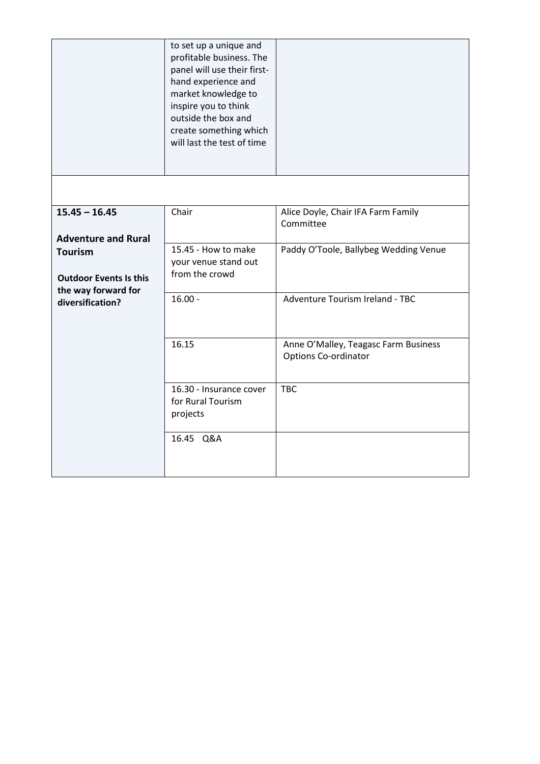| | | |
|---|---|---|
| | to set up a unique and profitable business. The panel will use their first-hand experience and market knowledge to inspire you to think outside the box and create something which will last the test of time | |
| | | |
| **15.45 – 16.45**<br><br>**Adventure and Rural Tourism**<br><br>**Outdoor Events Is this the way forward for diversification?** | Chair | Alice Doyle, Chair IFA Farm Family Committee |
| | 15.45 - How to make your venue stand out from the crowd | Paddy O'Toole, Ballybeg Wedding Venue |
| | 16.00 - | Adventure Tourism Ireland - TBC |
| | 16.15 | Anne O'Malley, Teagasc Farm Business Options Co-ordinator |
| | 16.30 - Insurance cover for Rural Tourism projects | TBC |
| | 16.45 Q&A | |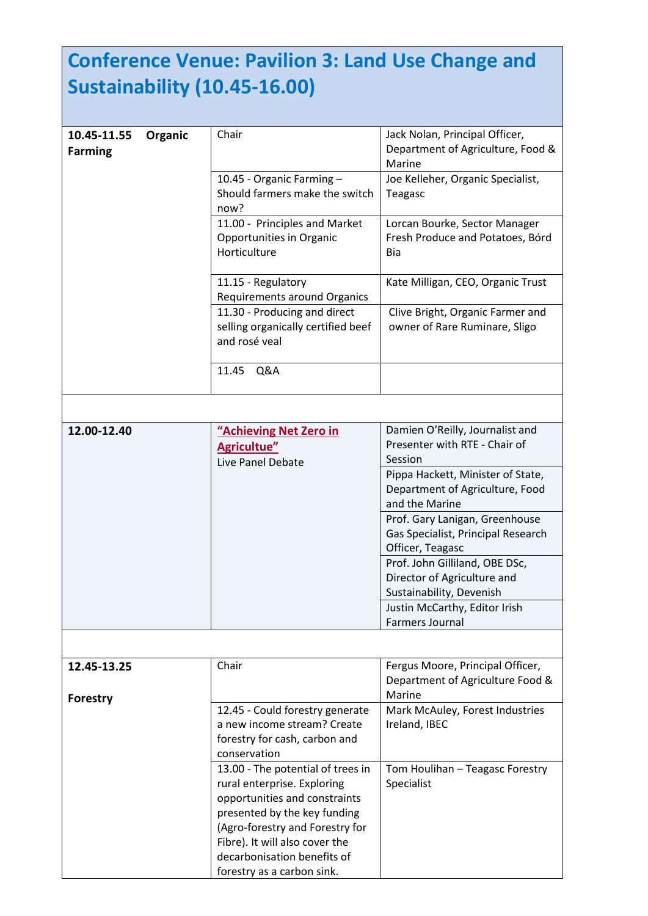# Conference Venue: Pavilion 3: Land Use Change and Sustainability (10.45-16.00)

| | | |
|---|---|---|
| **10.45-11.55 Organic Farming** | Chair | Jack Nolan, Principal Officer, Department of Agriculture, Food & Marine |
| | 10.45 - Organic Farming – Should farmers make the switch now? | Joe Kelleher, Organic Specialist, Teagasc |
| | 11.00 - Principles and Market Opportunities in Organic Horticulture | Lorcan Bourke, Sector Manager Fresh Produce and Potatoes, Bórd Bia |
| | 11.15 - Regulatory Requirements around Organics | Kate Milligan, CEO, Organic Trust |
| | 11.30 - Producing and direct selling organically certified beef and rosé veal | Clive Bright, Organic Farmer and owner of Rare Ruminare, Sligo |
| | 11.45 Q&A | |
| | | |
| **12.00-12.40** | **"Achieving Net Zero in Agricultue"** Live Panel Debate | Damien O'Reilly, Journalist and Presenter with RTE - Chair of Session |
| | | Pippa Hackett, Minister of State, Department of Agriculture, Food and the Marine |
| | | Prof. Gary Lanigan, Greenhouse Gas Specialist, Principal Research Officer, Teagasc |
| | | Prof. John Gilliland, OBE DSc, Director of Agriculture and Sustainability, Devenish |
| | | Justin McCarthy, Editor Irish Farmers Journal |
| | | |
| **12.45-13.25 Forestry** | Chair | Fergus Moore, Principal Officer, Department of Agriculture Food & Marine |
| | 12.45 - Could forestry generate a new income stream? Create forestry for cash, carbon and conservation | Mark McAuley, Forest Industries Ireland, IBEC |
| | 13.00 - The potential of trees in rural enterprise. Exploring opportunities and constraints presented by the key funding (Agro-forestry and Forestry for Fibre). It will also cover the decarbonisation benefits of forestry as a carbon sink. | Tom Houlihan – Teagasc Forestry Specialist |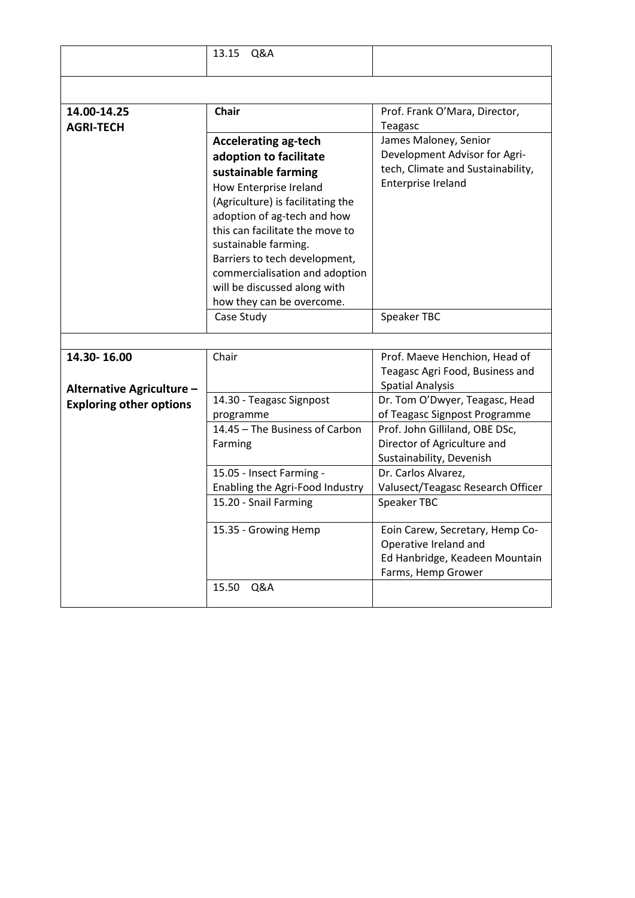| | | |
|---|---|---|
| | 13.15 Q&A | |
| | | |
| **14.00-14.25**<br>**AGRI-TECH** | **Chair** | Prof. Frank O'Mara, Director, Teagasc |
| | **Accelerating ag-tech adoption to facilitate sustainable farming**<br>How Enterprise Ireland (Agriculture) is facilitating the adoption of ag-tech and how this can facilitate the move to sustainable farming.<br>Barriers to tech development, commercialisation and adoption will be discussed along with how they can be overcome. | James Maloney, Senior Development Advisor for Agri-tech, Climate and Sustainability, Enterprise Ireland |
| | Case Study | Speaker TBC |
| | | |
| **14.30- 16.00**<br><br>**Alternative Agriculture – Exploring other options** | Chair | Prof. Maeve Henchion, Head of Teagasc Agri Food, Business and Spatial Analysis |
| | 14.30 - Teagasc Signpost programme | Dr. Tom O'Dwyer, Teagasc, Head of Teagasc Signpost Programme |
| | 14.45 – The Business of Carbon Farming | Prof. John Gilliland, OBE DSc, Director of Agriculture and Sustainability, Devenish |
| | 15.05 - Insect Farming - Enabling the Agri-Food Industry | Dr. Carlos Alvarez, Valusect/Teagasc Research Officer |
| | 15.20 - Snail Farming | Speaker TBC |
| | 15.35 - Growing Hemp | Eoin Carew, Secretary, Hemp Co-Operative Ireland and<br>Ed Hanbridge, Keadeen Mountain Farms, Hemp Grower |
| | 15.50 Q&A | |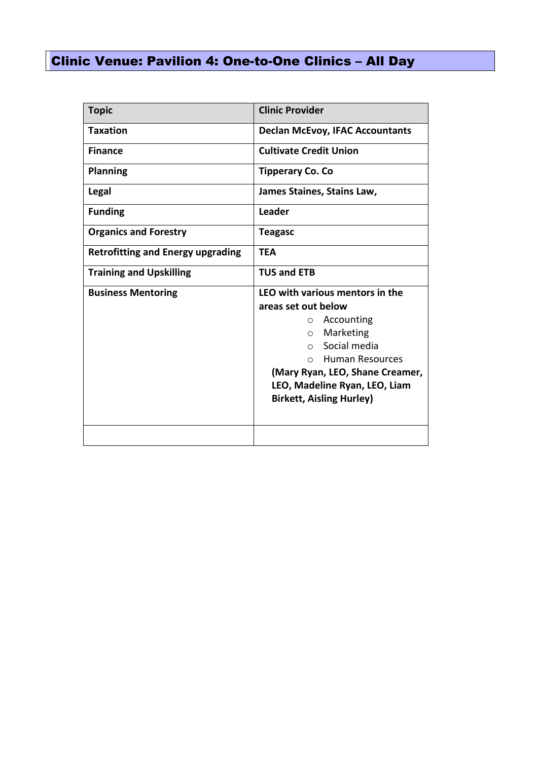## Clinic Venue: Pavilion 4: One-to-One Clinics – All Day

| Topic | Clinic Provider |
|---|---|
| **Taxation** | **Declan McEvoy, IFAC Accountants** |
| **Finance** | **Cultivate Credit Union** |
| **Planning** | **Tipperary Co. Co** |
| **Legal** | **James Staines, Stains Law,** |
| **Funding** | **Leader** |
| **Organics and Forestry** | **Teagasc** |
| **Retrofitting and Energy upgrading** | **TEA** |
| **Training and Upskilling** | **TUS and ETB** |
| **Business Mentoring** | **LEO with various mentors in the areas set out below**<br>○ Accounting<br>○ Marketing<br>○ Social media<br>○ Human Resources<br>**(Mary Ryan, LEO, Shane Creamer, LEO, Madeline Ryan, LEO, Liam Birkett, Aisling Hurley)** |
| | |